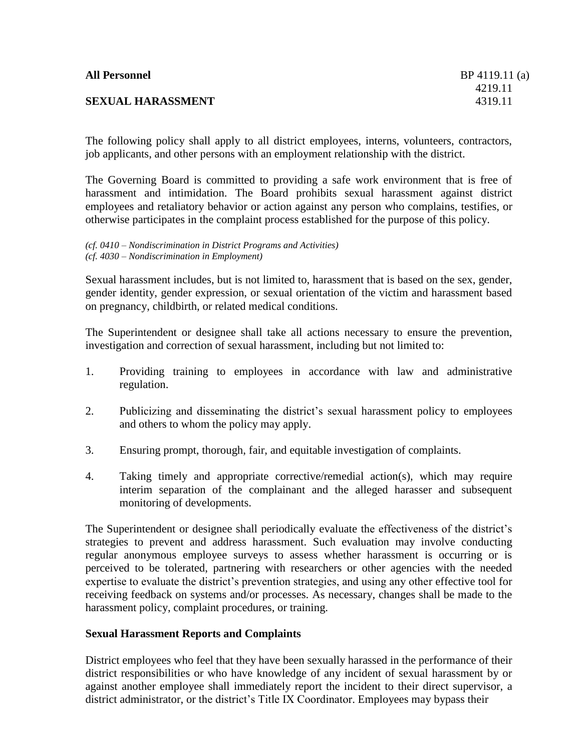**All Personnel** BP 4119.11 (a)
4219.11
**SEXUAL HARASSMENT** 4319.11

The following policy shall apply to all district employees, interns, volunteers, contractors, job applicants, and other persons with an employment relationship with the district.

The Governing Board is committed to providing a safe work environment that is free of harassment and intimidation. The Board prohibits sexual harassment against district employees and retaliatory behavior or action against any person who complains, testifies, or otherwise participates in the complaint process established for the purpose of this policy.

*(cf. 0410 – Nondiscrimination in District Programs and Activities)*
*(cf. 4030 – Nondiscrimination in Employment)*

Sexual harassment includes, but is not limited to, harassment that is based on the sex, gender, gender identity, gender expression, or sexual orientation of the victim and harassment based on pregnancy, childbirth, or related medical conditions.

The Superintendent or designee shall take all actions necessary to ensure the prevention, investigation and correction of sexual harassment, including but not limited to:

1. Providing training to employees in accordance with law and administrative regulation.
2. Publicizing and disseminating the district's sexual harassment policy to employees and others to whom the policy may apply.
3. Ensuring prompt, thorough, fair, and equitable investigation of complaints.
4. Taking timely and appropriate corrective/remedial action(s), which may require interim separation of the complainant and the alleged harasser and subsequent monitoring of developments.

The Superintendent or designee shall periodically evaluate the effectiveness of the district's strategies to prevent and address harassment. Such evaluation may involve conducting regular anonymous employee surveys to assess whether harassment is occurring or is perceived to be tolerated, partnering with researchers or other agencies with the needed expertise to evaluate the district's prevention strategies, and using any other effective tool for receiving feedback on systems and/or processes. As necessary, changes shall be made to the harassment policy, complaint procedures, or training.

## Sexual Harassment Reports and Complaints

District employees who feel that they have been sexually harassed in the performance of their district responsibilities or who have knowledge of any incident of sexual harassment by or against another employee shall immediately report the incident to their direct supervisor, a district administrator, or the district's Title IX Coordinator. Employees may bypass their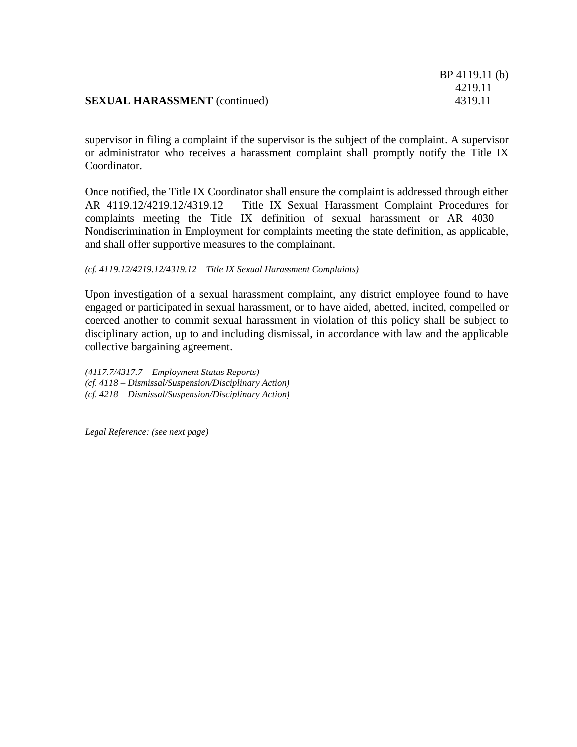supervisor in filing a complaint if the supervisor is the subject of the complaint. A supervisor or administrator who receives a harassment complaint shall promptly notify the Title IX Coordinator.

Once notified, the Title IX Coordinator shall ensure the complaint is addressed through either AR 4119.12/4219.12/4319.12 – Title IX Sexual Harassment Complaint Procedures for complaints meeting the Title IX definition of sexual harassment or AR 4030 – Nondiscrimination in Employment for complaints meeting the state definition, as applicable, and shall offer supportive measures to the complainant.

*(cf. 4119.12/4219.12/4319.12 – Title IX Sexual Harassment Complaints)*

Upon investigation of a sexual harassment complaint, any district employee found to have engaged or participated in sexual harassment, or to have aided, abetted, incited, compelled or coerced another to commit sexual harassment in violation of this policy shall be subject to disciplinary action, up to and including dismissal, in accordance with law and the applicable collective bargaining agreement.

*(4117.7/4317.7 – Employment Status Reports)*
*(cf. 4118 – Dismissal/Suspension/Disciplinary Action)*
*(cf. 4218 – Dismissal/Suspension/Disciplinary Action)*

*Legal Reference: (see next page)*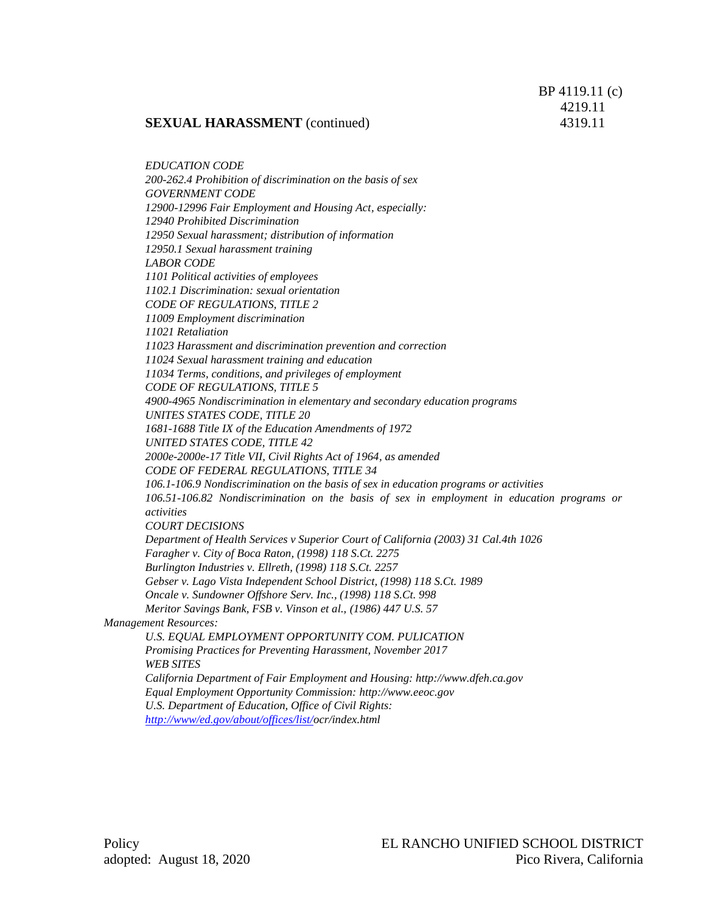*EDUCATION CODE*
*200-262.4 Prohibition of discrimination on the basis of sex*
*GOVERNMENT CODE*
*12900-12996 Fair Employment and Housing Act, especially:*
*12940 Prohibited Discrimination*
*12950 Sexual harassment; distribution of information*
*12950.1 Sexual harassment training*
*LABOR CODE*
*1101 Political activities of employees*
*1102.1 Discrimination: sexual orientation*
*CODE OF REGULATIONS, TITLE 2*
*11009 Employment discrimination*
*11021 Retaliation*
*11023 Harassment and discrimination prevention and correction*
*11024 Sexual harassment training and education*
*11034 Terms, conditions, and privileges of employment*
*CODE OF REGULATIONS, TITLE 5*
*4900-4965 Nondiscrimination in elementary and secondary education programs*
*UNITES STATES CODE, TITLE 20*
*1681-1688 Title IX of the Education Amendments of 1972*
*UNITED STATES CODE, TITLE 42*
*2000e-2000e-17 Title VII, Civil Rights Act of 1964, as amended*
*CODE OF FEDERAL REGULATIONS, TITLE 34*
*106.1-106.9 Nondiscrimination on the basis of sex in education programs or activities*
*106.51-106.82 Nondiscrimination on the basis of sex in employment in education programs or activities*
*COURT DECISIONS*
*Department of Health Services v Superior Court of California (2003) 31 Cal.4th 1026*
*Faragher v. City of Boca Raton, (1998) 118 S.Ct. 2275*
*Burlington Industries v. Ellreth, (1998) 118 S.Ct. 2257*
*Gebser v. Lago Vista Independent School District, (1998) 118 S.Ct. 1989*
*Oncale v. Sundowner Offshore Serv. Inc., (1998) 118 S.Ct. 998*
*Meritor Savings Bank, FSB v. Vinson et al., (1986) 447 U.S. 57*

*Management Resources:*

*U.S. EQUAL EMPLOYMENT OPPORTUNITY COM. PULICATION*
*Promising Practices for Preventing Harassment, November 2017*
*WEB SITES*
*California Department of Fair Employment and Housing: http://www.dfeh.ca.gov*
*Equal Employment Opportunity Commission: http://www.eeoc.gov*
*U.S. Department of Education, Office of Civil Rights:*
*http://www/ed.gov/about/offices/list/ocr/index.html*

Policy
adopted: August 18, 2020

EL RANCHO UNIFIED SCHOOL DISTRICT
Pico Rivera, California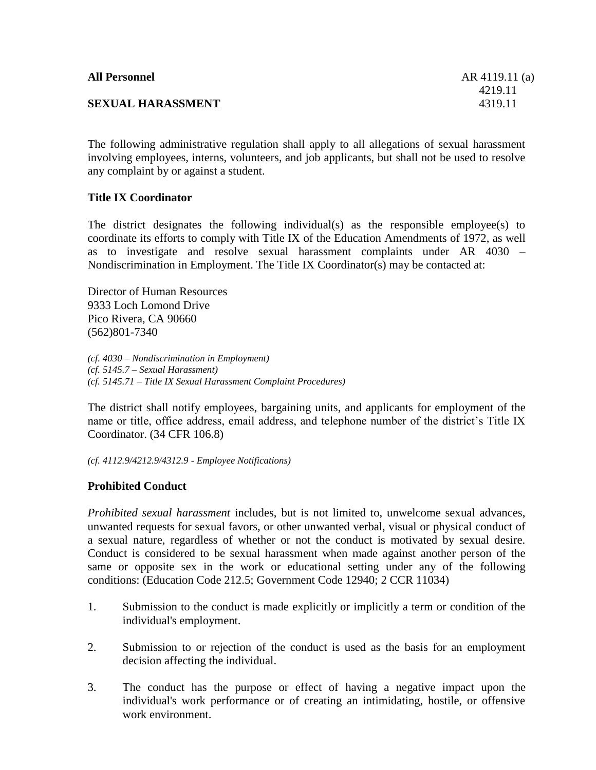**All Personnel** AR 4119.11 (a)
4219.11
**SEXUAL HARASSMENT** 4319.11

The following administrative regulation shall apply to all allegations of sexual harassment involving employees, interns, volunteers, and job applicants, but shall not be used to resolve any complaint by or against a student.

### Title IX Coordinator

The district designates the following individual(s) as the responsible employee(s) to coordinate its efforts to comply with Title IX of the Education Amendments of 1972, as well as to investigate and resolve sexual harassment complaints under AR 4030 – Nondiscrimination in Employment. The Title IX Coordinator(s) may be contacted at:

Director of Human Resources
9333 Loch Lomond Drive
Pico Rivera, CA 90660
(562)801-7340

*(cf. 4030 – Nondiscrimination in Employment)*
*(cf. 5145.7 – Sexual Harassment)*
*(cf. 5145.71 – Title IX Sexual Harassment Complaint Procedures)*

The district shall notify employees, bargaining units, and applicants for employment of the name or title, office address, email address, and telephone number of the district's Title IX Coordinator. (34 CFR 106.8)

*(cf. 4112.9/4212.9/4312.9 - Employee Notifications)*

### Prohibited Conduct

*Prohibited sexual harassment* includes, but is not limited to, unwelcome sexual advances, unwanted requests for sexual favors, or other unwanted verbal, visual or physical conduct of a sexual nature, regardless of whether or not the conduct is motivated by sexual desire. Conduct is considered to be sexual harassment when made against another person of the same or opposite sex in the work or educational setting under any of the following conditions: (Education Code 212.5; Government Code 12940; 2 CCR 11034)

1. Submission to the conduct is made explicitly or implicitly a term or condition of the individual's employment.

2. Submission to or rejection of the conduct is used as the basis for an employment decision affecting the individual.

3. The conduct has the purpose or effect of having a negative impact upon the individual's work performance or of creating an intimidating, hostile, or offensive work environment.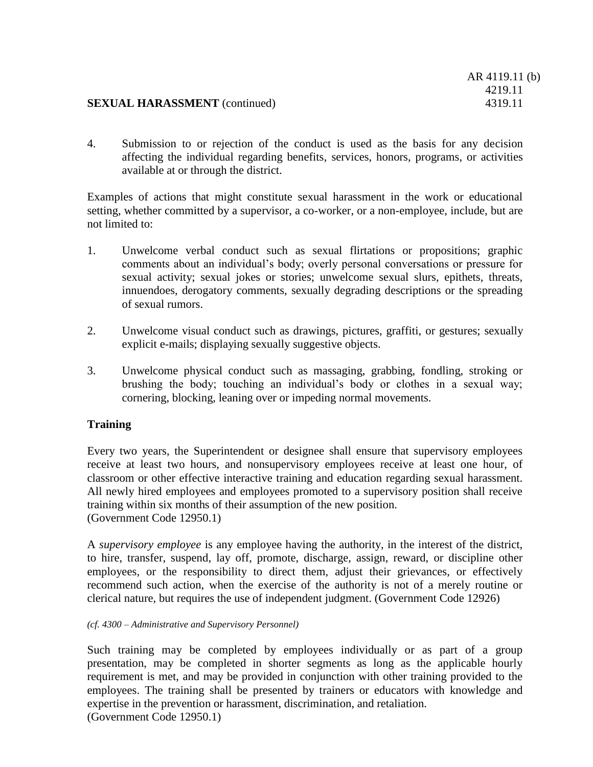4. Submission to or rejection of the conduct is used as the basis for any decision affecting the individual regarding benefits, services, honors, programs, or activities available at or through the district.

Examples of actions that might constitute sexual harassment in the work or educational setting, whether committed by a supervisor, a co-worker, or a non-employee, include, but are not limited to:

1. Unwelcome verbal conduct such as sexual flirtations or propositions; graphic comments about an individual's body; overly personal conversations or pressure for sexual activity; sexual jokes or stories; unwelcome sexual slurs, epithets, threats, innuendoes, derogatory comments, sexually degrading descriptions or the spreading of sexual rumors.

2. Unwelcome visual conduct such as drawings, pictures, graffiti, or gestures; sexually explicit e-mails; displaying sexually suggestive objects.

3. Unwelcome physical conduct such as massaging, grabbing, fondling, stroking or brushing the body; touching an individual's body or clothes in a sexual way; cornering, blocking, leaning over or impeding normal movements.

## Training

Every two years, the Superintendent or designee shall ensure that supervisory employees receive at least two hours, and nonsupervisory employees receive at least one hour, of classroom or other effective interactive training and education regarding sexual harassment. All newly hired employees and employees promoted to a supervisory position shall receive training within six months of their assumption of the new position.
(Government Code 12950.1)

A *supervisory employee* is any employee having the authority, in the interest of the district, to hire, transfer, suspend, lay off, promote, discharge, assign, reward, or discipline other employees, or the responsibility to direct them, adjust their grievances, or effectively recommend such action, when the exercise of the authority is not of a merely routine or clerical nature, but requires the use of independent judgment. (Government Code 12926)

*(cf. 4300 – Administrative and Supervisory Personnel)*

Such training may be completed by employees individually or as part of a group presentation, may be completed in shorter segments as long as the applicable hourly requirement is met, and may be provided in conjunction with other training provided to the employees. The training shall be presented by trainers or educators with knowledge and expertise in the prevention or harassment, discrimination, and retaliation.
(Government Code 12950.1)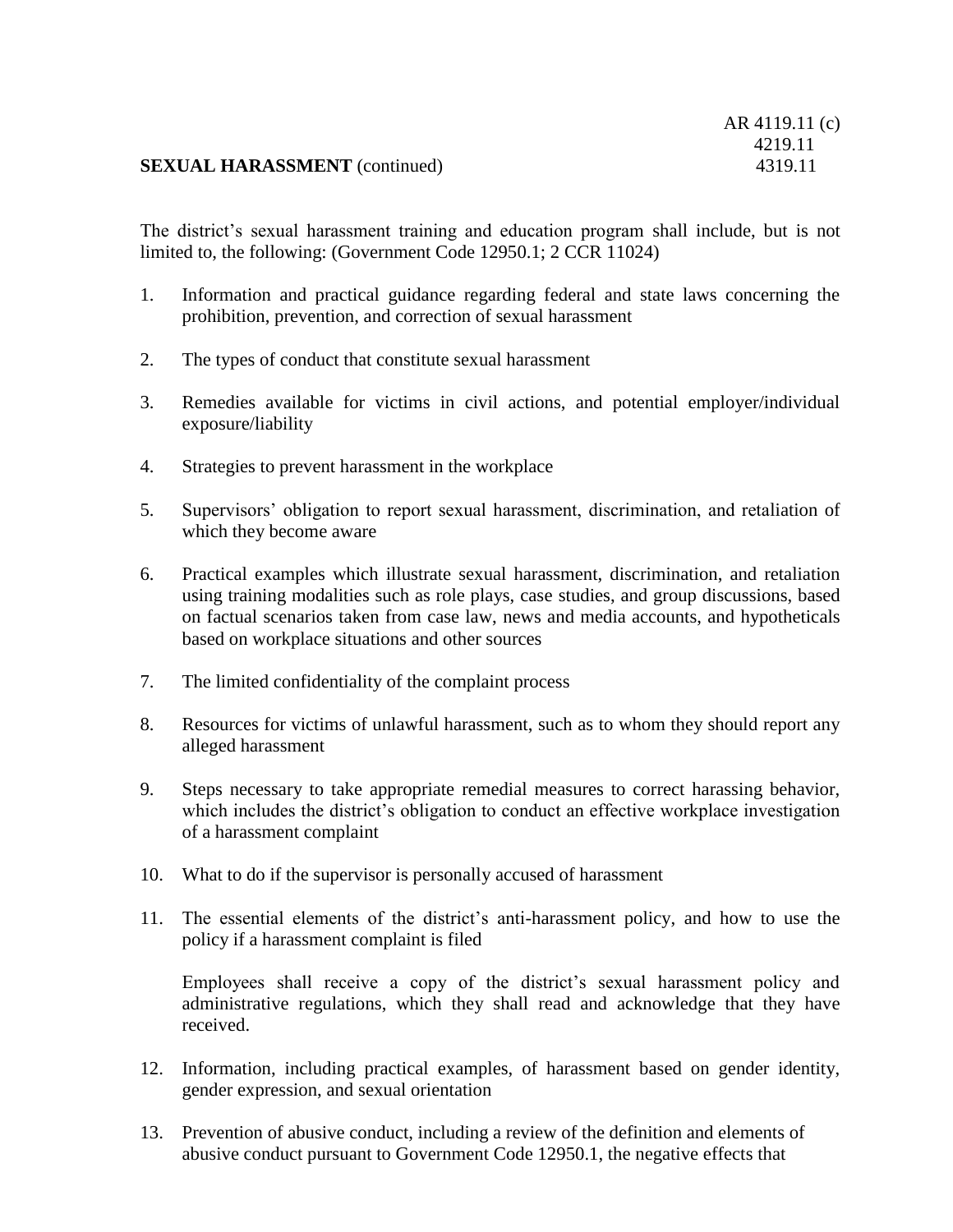The district's sexual harassment training and education program shall include, but is not limited to, the following: (Government Code 12950.1; 2 CCR 11024)

1. Information and practical guidance regarding federal and state laws concerning the prohibition, prevention, and correction of sexual harassment

2. The types of conduct that constitute sexual harassment

3. Remedies available for victims in civil actions, and potential employer/individual exposure/liability

4. Strategies to prevent harassment in the workplace

5. Supervisors' obligation to report sexual harassment, discrimination, and retaliation of which they become aware

6. Practical examples which illustrate sexual harassment, discrimination, and retaliation using training modalities such as role plays, case studies, and group discussions, based on factual scenarios taken from case law, news and media accounts, and hypotheticals based on workplace situations and other sources

7. The limited confidentiality of the complaint process

8. Resources for victims of unlawful harassment, such as to whom they should report any alleged harassment

9. Steps necessary to take appropriate remedial measures to correct harassing behavior, which includes the district's obligation to conduct an effective workplace investigation of a harassment complaint

10. What to do if the supervisor is personally accused of harassment

11. The essential elements of the district's anti-harassment policy, and how to use the policy if a harassment complaint is filed

    Employees shall receive a copy of the district's sexual harassment policy and administrative regulations, which they shall read and acknowledge that they have received.

12. Information, including practical examples, of harassment based on gender identity, gender expression, and sexual orientation

13. Prevention of abusive conduct, including a review of the definition and elements of abusive conduct pursuant to Government Code 12950.1, the negative effects that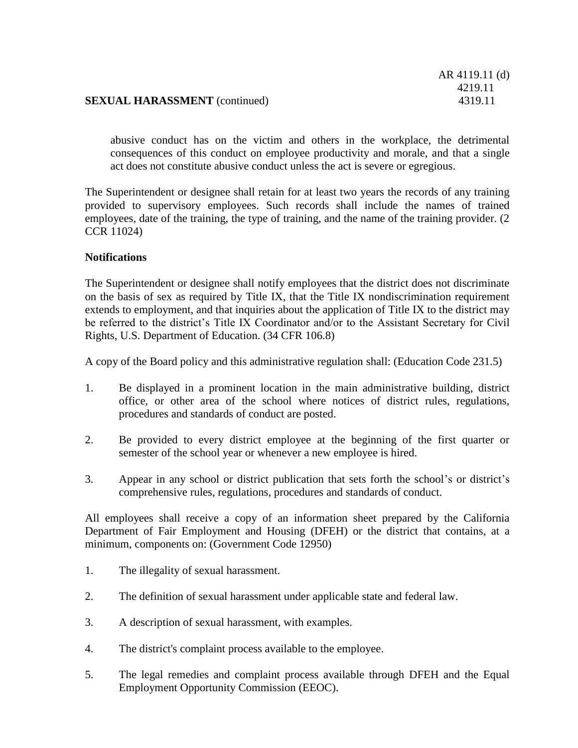abusive conduct has on the victim and others in the workplace, the detrimental consequences of this conduct on employee productivity and morale, and that a single act does not constitute abusive conduct unless the act is severe or egregious.

The Superintendent or designee shall retain for at least two years the records of any training provided to supervisory employees. Such records shall include the names of trained employees, date of the training, the type of training, and the name of the training provider. (2 CCR 11024)

**Notifications**

The Superintendent or designee shall notify employees that the district does not discriminate on the basis of sex as required by Title IX, that the Title IX nondiscrimination requirement extends to employment, and that inquiries about the application of Title IX to the district may be referred to the district's Title IX Coordinator and/or to the Assistant Secretary for Civil Rights, U.S. Department of Education. (34 CFR 106.8)

A copy of the Board policy and this administrative regulation shall: (Education Code 231.5)

1. Be displayed in a prominent location in the main administrative building, district office, or other area of the school where notices of district rules, regulations, procedures and standards of conduct are posted.

2. Be provided to every district employee at the beginning of the first quarter or semester of the school year or whenever a new employee is hired.

3. Appear in any school or district publication that sets forth the school's or district's comprehensive rules, regulations, procedures and standards of conduct.

All employees shall receive a copy of an information sheet prepared by the California Department of Fair Employment and Housing (DFEH) or the district that contains, at a minimum, components on: (Government Code 12950)

1. The illegality of sexual harassment.

2. The definition of sexual harassment under applicable state and federal law.

3. A description of sexual harassment, with examples.

4. The district's complaint process available to the employee.

5. The legal remedies and complaint process available through DFEH and the Equal Employment Opportunity Commission (EEOC).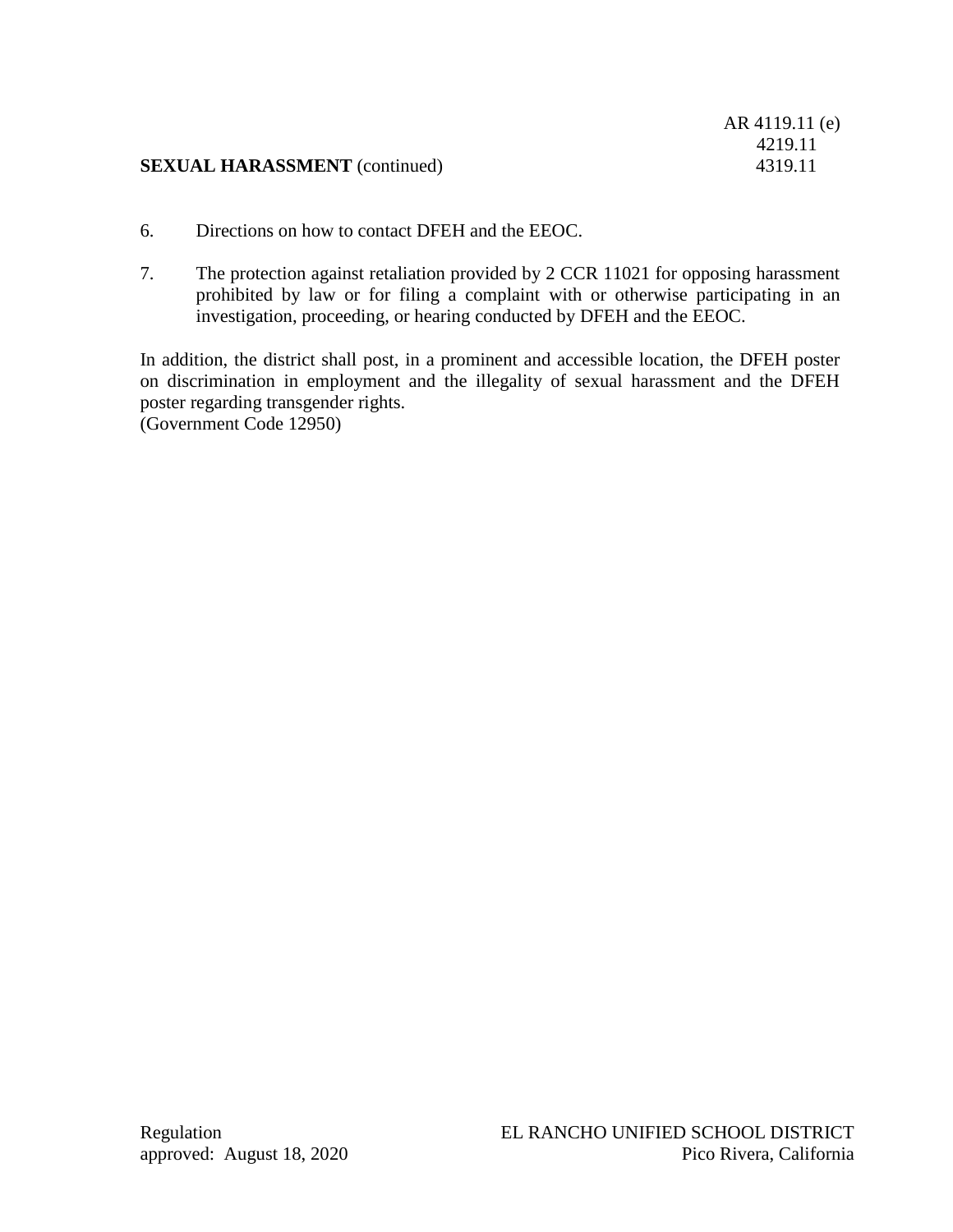6. Directions on how to contact DFEH and the EEOC.

7. The protection against retaliation provided by 2 CCR 11021 for opposing harassment prohibited by law or for filing a complaint with or otherwise participating in an investigation, proceeding, or hearing conducted by DFEH and the EEOC.

In addition, the district shall post, in a prominent and accessible location, the DFEH poster on discrimination in employment and the illegality of sexual harassment and the DFEH poster regarding transgender rights.
(Government Code 12950)

Regulation
approved: August 18, 2020

EL RANCHO UNIFIED SCHOOL DISTRICT
Pico Rivera, California